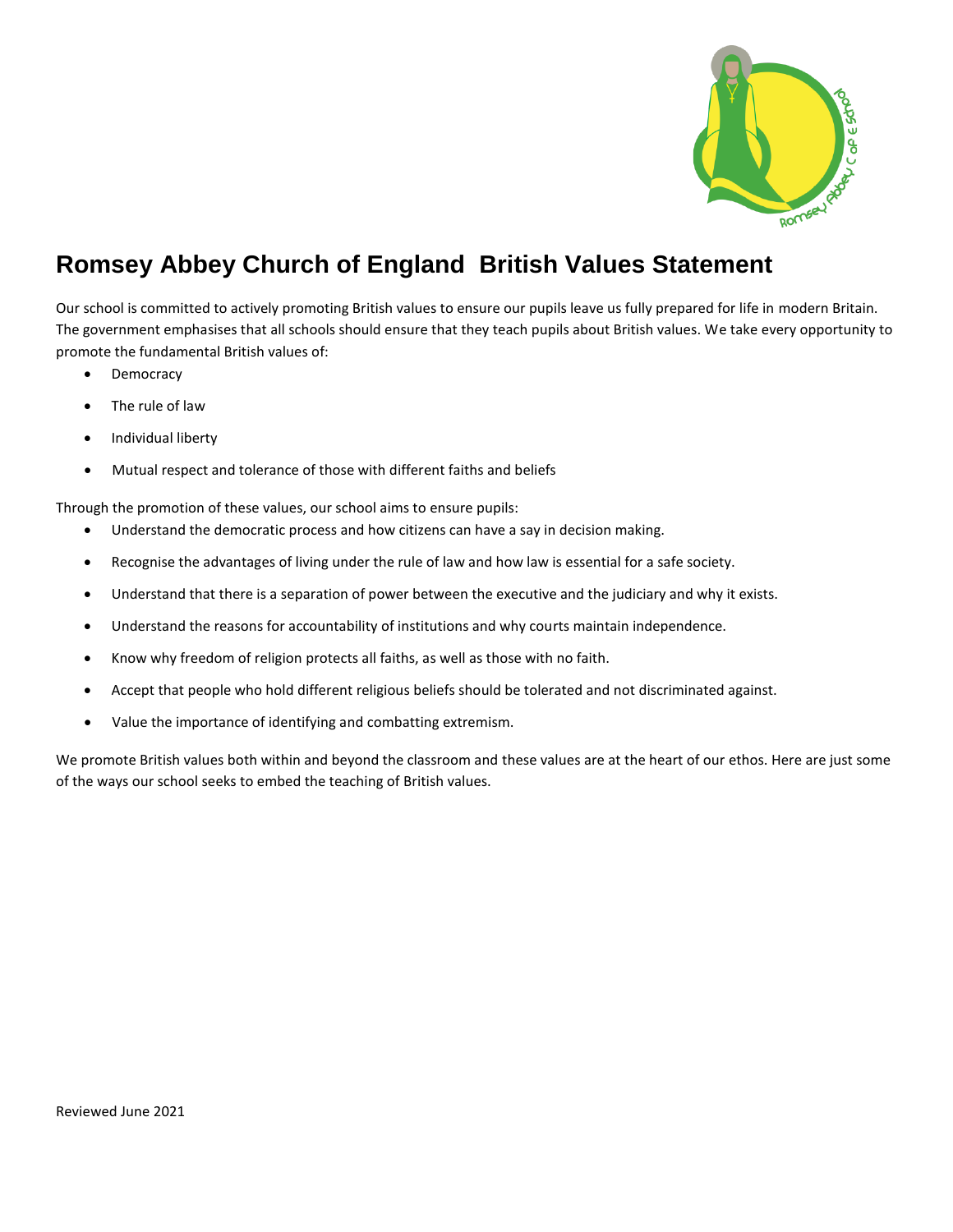# Romsey Abbey Church of England British Values Statement

Our school is committed to actively promoting British values to ensure our pupils leave us fully prepared for life in modern Britain. The government emphasises that all schools should ensure that they teach pupils about British values. We take every opportunity to promote the fundamental British values of:

- Democracy
- The rule of law
- Individual liberty
- Mutual respect and tolerance of those with different faiths and beliefs

Through the promotion of these values, our school aims to ensure pupils:

- Understand the democratic process and how citizens can have a say in decision making.
- Recognise the advantages of living under the rule of law and how law is essential for a safe society.
- Understand that there is a separation of power between the executive and the judiciary and why it exists.
- Understand the reasons for accountability of institutions and why courts maintain independence.
- Know why freedom of religion protects all faiths, as well as those with no faith.
- Accept that people who hold different religious beliefs should be tolerated and not discriminated against.
- Value the importance of identifying and combatting extremism.

We promote British values both within and beyond the classroom and these values are at the heart of our ethos. Here are just some of the ways our school seeks to embed the teaching of British values.

Reviewed June 2021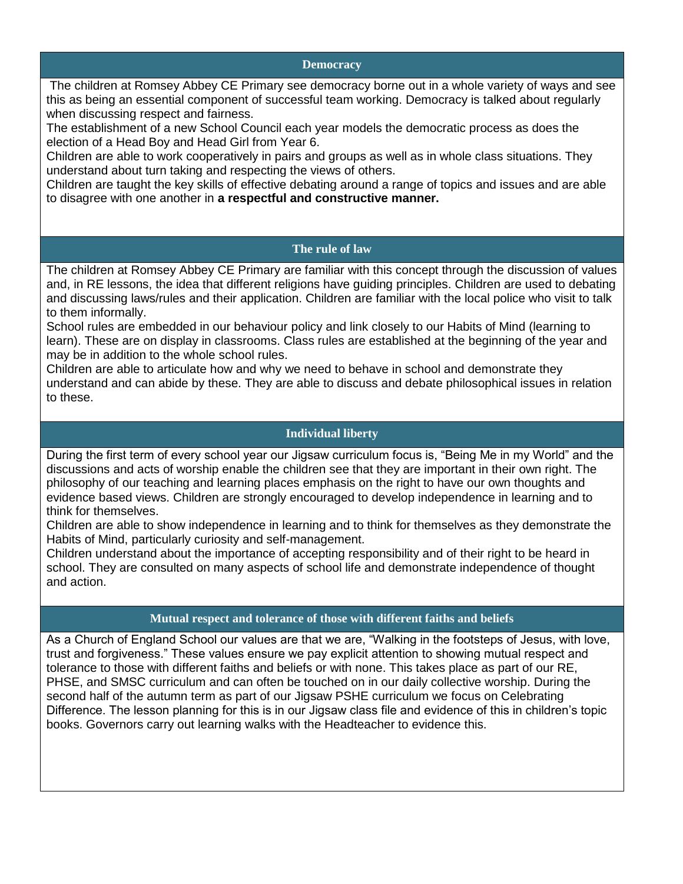## Democracy

The children at Romsey Abbey CE Primary see democracy borne out in a whole variety of ways and see this as being an essential component of successful team working. Democracy is talked about regularly when discussing respect and fairness.

The establishment of a new School Council each year models the democratic process as does the election of a Head Boy and Head Girl from Year 6.

Children are able to work cooperatively in pairs and groups as well as in whole class situations. They understand about turn taking and respecting the views of others.

Children are taught the key skills of effective debating around a range of topics and issues and are able to disagree with one another in **a respectful and constructive manner.**

## The rule of law

The children at Romsey Abbey CE Primary are familiar with this concept through the discussion of values and, in RE lessons, the idea that different religions have guiding principles. Children are used to debating and discussing laws/rules and their application. Children are familiar with the local police who visit to talk to them informally.

School rules are embedded in our behaviour policy and link closely to our Habits of Mind (learning to learn). These are on display in classrooms. Class rules are established at the beginning of the year and may be in addition to the whole school rules.

Children are able to articulate how and why we need to behave in school and demonstrate they understand and can abide by these. They are able to discuss and debate philosophical issues in relation to these.

## Individual liberty

During the first term of every school year our Jigsaw curriculum focus is, "Being Me in my World" and the discussions and acts of worship enable the children see that they are important in their own right. The philosophy of our teaching and learning places emphasis on the right to have our own thoughts and evidence based views. Children are strongly encouraged to develop independence in learning and to think for themselves.

Children are able to show independence in learning and to think for themselves as they demonstrate the Habits of Mind, particularly curiosity and self-management.

Children understand about the importance of accepting responsibility and of their right to be heard in school. They are consulted on many aspects of school life and demonstrate independence of thought and action.

## Mutual respect and tolerance of those with different faiths and beliefs

As a Church of England School our values are that we are, "Walking in the footsteps of Jesus, with love, trust and forgiveness." These values ensure we pay explicit attention to showing mutual respect and tolerance to those with different faiths and beliefs or with none. This takes place as part of our RE, PHSE, and SMSC curriculum and can often be touched on in our daily collective worship. During the second half of the autumn term as part of our Jigsaw PSHE curriculum we focus on Celebrating Difference. The lesson planning for this is in our Jigsaw class file and evidence of this in children's topic books. Governors carry out learning walks with the Headteacher to evidence this.